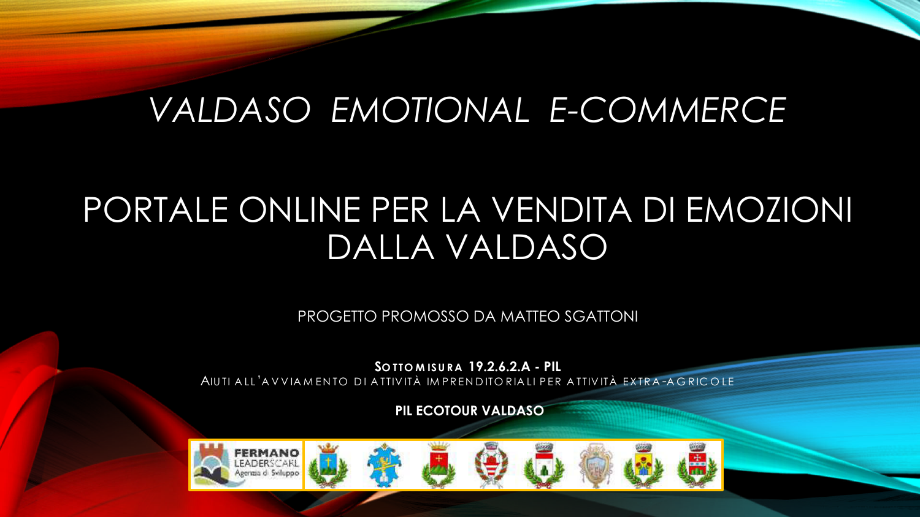# *VALDASO EMOTIONAL E-COMMERCE*

## PORTALE ONLINE PER LA VENDITA DI EMOZIONI DALLA VALDASO

PROGETTO PROMOSSO DA MATTEO SGATTONI

**SOTTOMISURA 19.2.6.2.A - PIL**
AIUTI ALL'AVVIAMENTO DI ATTIVITÀ IMPRENDITORIALI PER ATTIVITÀ EXTRA-AGRICOLE

**PIL ECOTOUR VALDASO**

FERMANO LEADER SCARL Agenzia di Sviluppo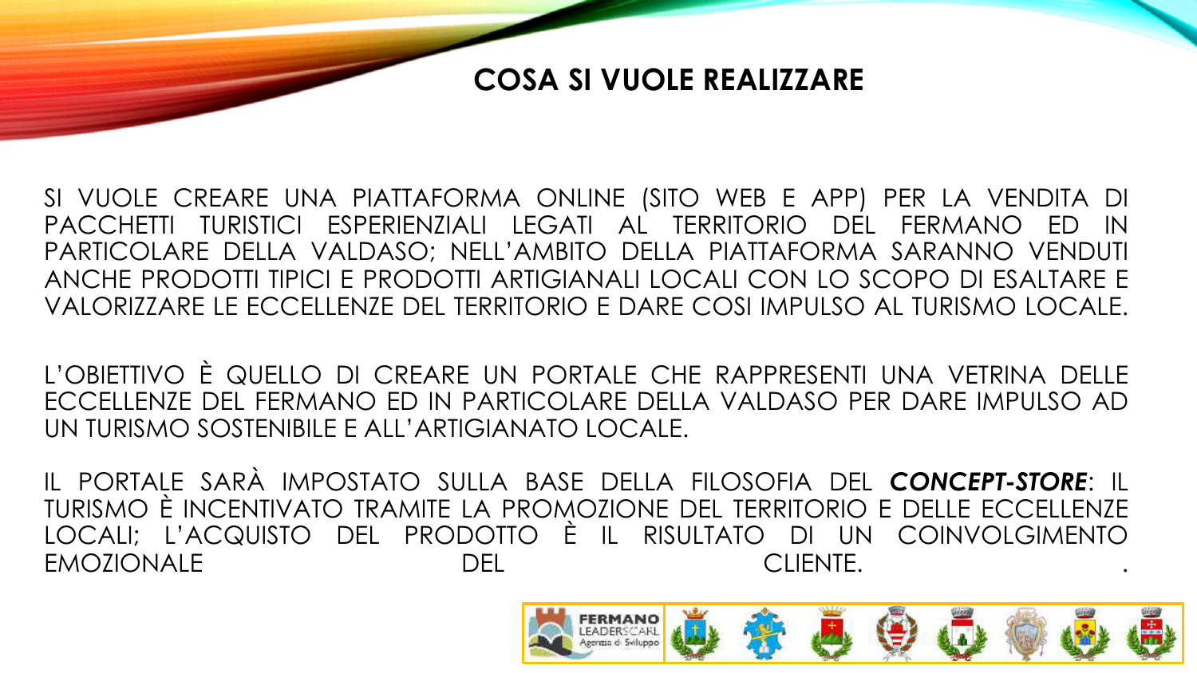## COSA SI VUOLE REALIZZARE

SI VUOLE CREARE UNA PIATTAFORMA ONLINE (SITO WEB E APP) PER LA VENDITA DI PACCHETTI TURISTICI ESPERIENZIALI LEGATI AL TERRITORIO DEL FERMANO ED IN PARTICOLARE DELLA VALDASO; NELL'AMBITO DELLA PIATTAFORMA SARANNO VENDUTI ANCHE PRODOTTI TIPICI E PRODOTTI ARTIGIANALI LOCALI CON LO SCOPO DI ESALTARE E VALORIZZARE LE ECCELLENZE DEL TERRITORIO E DARE COSI IMPULSO AL TURISMO LOCALE.

L'OBIETTIVO È QUELLO DI CREARE UN PORTALE CHE RAPPRESENTI UNA VETRINA DELLE ECCELLENZE DEL FERMANO ED IN PARTICOLARE DELLA VALDASO PER DARE IMPULSO AD UN TURISMO SOSTENIBILE E ALL'ARTIGIANATO LOCALE.

IL PORTALE SARÀ IMPOSTATO SULLA BASE DELLA FILOSOFIA DEL ***CONCEPT-STORE***: IL TURISMO È INCENTIVATO TRAMITE LA PROMOZIONE DEL TERRITORIO E DELLE ECCELLENZE LOCALI; L'ACQUISTO DEL PRODOTTO È IL RISULTATO DI UN COINVOLGIMENTO EMOZIONALE DEL CLIENTE.

FERMANO LEADER SCARL Agenzia di Sviluppo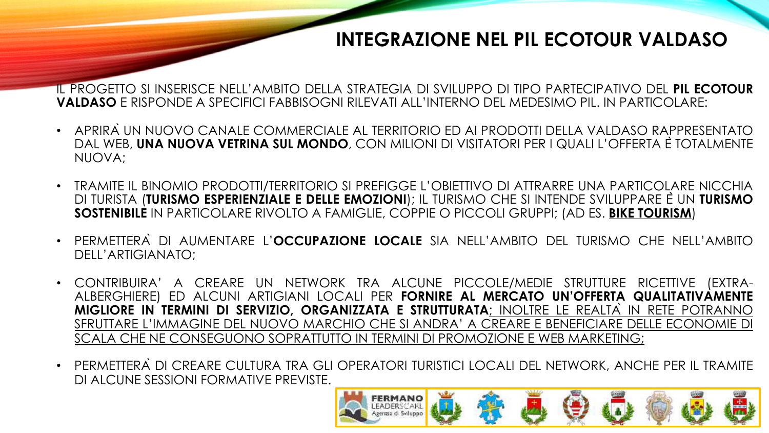# INTEGRAZIONE NEL PIL ECOTOUR VALDASO

IL PROGETTO SI INSERISCE NELL'AMBITO DELLA STRATEGIA DI SVILUPPO DI TIPO PARTECIPATIVO DEL **PIL ECOTOUR VALDASO** E RISPONDE A SPECIFICI FABBISOGNI RILEVATI ALL'INTERNO DEL MEDESIMO PIL. IN PARTICOLARE:

- APRIRÀ UN NUOVO CANALE COMMERCIALE AL TERRITORIO ED AI PRODOTTI DELLA VALDASO RAPPRESENTATO DAL WEB, **UNA NUOVA VETRINA SUL MONDO**, CON MILIONI DI VISITATORI PER I QUALI L'OFFERTA È TOTALMENTE NUOVA;
- TRAMITE IL BINOMIO PRODOTTI/TERRITORIO SI PREFIGGE L'OBIETTIVO DI ATTRARRE UNA PARTICOLARE NICCHIA DI TURISTA (**TURISMO ESPERIENZIALE E DELLE EMOZIONI**); IL TURISMO CHE SI INTENDE SVILUPPARE È UN **TURISMO SOSTENIBILE** IN PARTICOLARE RIVOLTO A FAMIGLIE, COPPIE O PICCOLI GRUPPI; (AD ES. **BIKE TOURISM**)
- PERMETTERÀ DI AUMENTARE L'**OCCUPAZIONE LOCALE** SIA NELL'AMBITO DEL TURISMO CHE NELL'AMBITO DELL'ARTIGIANATO;
- CONTRIBUIRA' A CREARE UN NETWORK TRA ALCUNE PICCOLE/MEDIE STRUTTURE RICETTIVE (EXTRA-ALBERGHIERE) ED ALCUNI ARTIGIANI LOCALI PER **FORNIRE AL MERCATO UN'OFFERTA QUALITATIVAMENTE MIGLIORE IN TERMINI DI SERVIZIO, ORGANIZZATA E STRUTTURATA**; INOLTRE LE REALTÀ IN RETE POTRANNO SFRUTTARE L'IMMAGINE DEL NUOVO MARCHIO CHE SI ANDRA' A CREARE E BENEFICIARE DELLE ECONOMIE DI SCALA CHE NE CONSEGUONO SOPRATTUTTO IN TERMINI DI PROMOZIONE E WEB MARKETING;
- PERMETTERÀ DI CREARE CULTURA TRA GLI OPERATORI TURISTICI LOCALI DEL NETWORK, ANCHE PER IL TRAMITE DI ALCUNE SESSIONI FORMATIVE PREVISTE.

FERMANO LEADERSCARL Agenzia di Sviluppo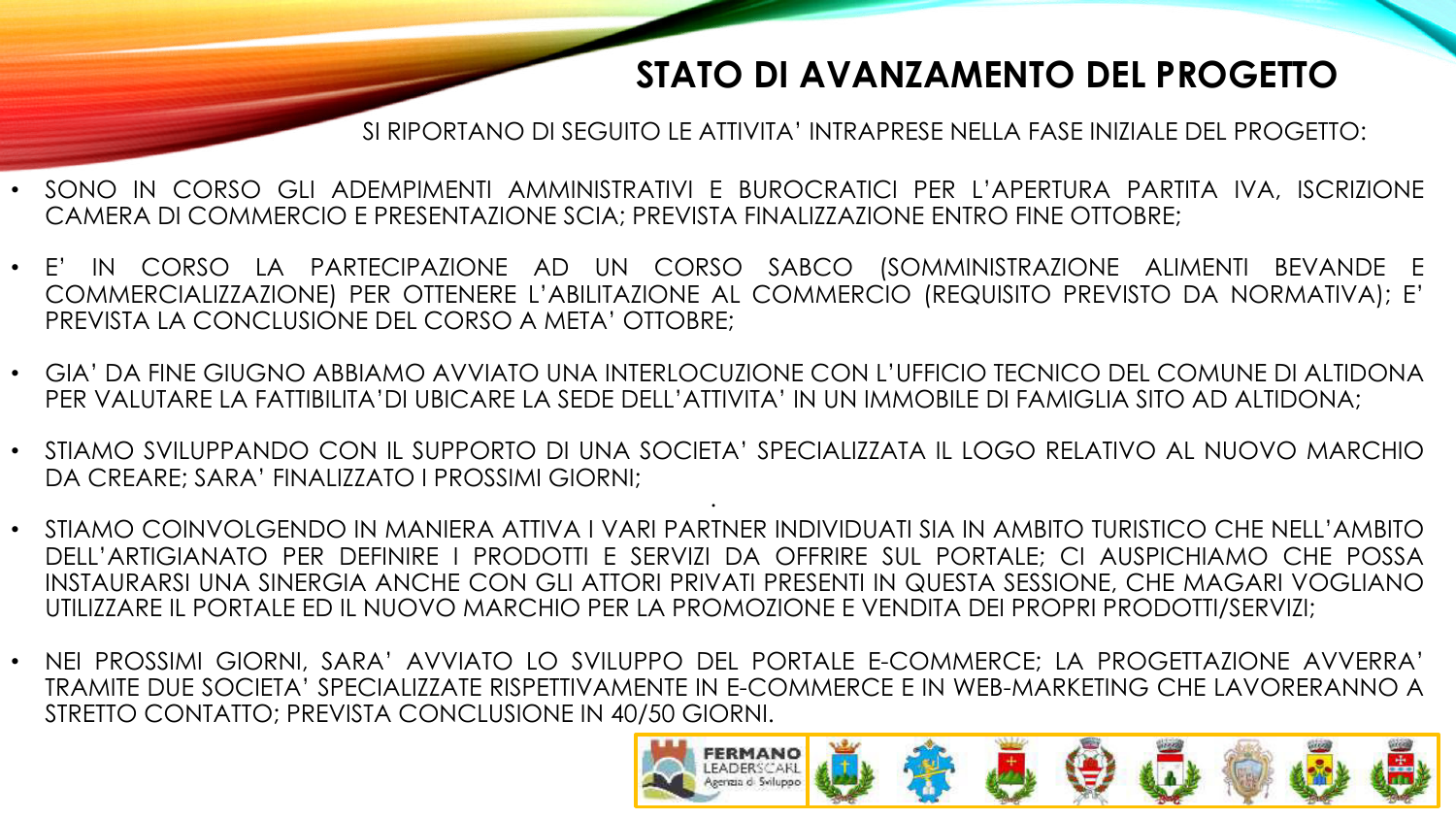# STATO DI AVANZAMENTO DEL PROGETTO

SI RIPORTANO DI SEGUITO LE ATTIVITA' INTRAPRESE NELLA FASE INIZIALE DEL PROGETTO:

- SONO IN CORSO GLI ADEMPIMENTI AMMINISTRATIVI E BUROCRATICI PER L'APERTURA PARTITA IVA, ISCRIZIONE CAMERA DI COMMERCIO E PRESENTAZIONE SCIA; PREVISTA FINALIZZAZIONE ENTRO FINE OTTOBRE;
- E' IN CORSO LA PARTECIPAZIONE AD UN CORSO SABCO (SOMMINISTRAZIONE ALIMENTI BEVANDE E COMMERCIALIZZAZIONE) PER OTTENERE L'ABILITAZIONE AL COMMERCIO (REQUISITO PREVISTO DA NORMATIVA); E' PREVISTA LA CONCLUSIONE DEL CORSO A META' OTTOBRE;
- GIA' DA FINE GIUGNO ABBIAMO AVVIATO UNA INTERLOCUZIONE CON L'UFFICIO TECNICO DEL COMUNE DI ALTIDONA PER VALUTARE LA FATTIBILITA'DI UBICARE LA SEDE DELL'ATTIVITA' IN UN IMMOBILE DI FAMIGLIA SITO AD ALTIDONA;
- STIAMO SVILUPPANDO CON IL SUPPORTO DI UNA SOCIETA' SPECIALIZZATA IL LOGO RELATIVO AL NUOVO MARCHIO DA CREARE; SARA' FINALIZZATO I PROSSIMI GIORNI;
- STIAMO COINVOLGENDO IN MANIERA ATTIVA I VARI PARTNER INDIVIDUATI SIA IN AMBITO TURISTICO CHE NELL'AMBITO DELL'ARTIGIANATO PER DEFINIRE I PRODOTTI E SERVIZI DA OFFRIRE SUL PORTALE; CI AUSPICHIAMO CHE POSSA INSTAURARSI UNA SINERGIA ANCHE CON GLI ATTORI PRIVATI PRESENTI IN QUESTA SESSIONE, CHE MAGARI VOGLIANO UTILIZZARE IL PORTALE ED IL NUOVO MARCHIO PER LA PROMOZIONE E VENDITA DEI PROPRI PRODOTTI/SERVIZI;
- NEI PROSSIMI GIORNI, SARA' AVVIATO LO SVILUPPO DEL PORTALE E-COMMERCE; LA PROGETTAZIONE AVVERRA' TRAMITE DUE SOCIETA' SPECIALIZZATE RISPETTIVAMENTE IN E-COMMERCE E IN WEB-MARKETING CHE LAVORERANNO A STRETTO CONTATTO; PREVISTA CONCLUSIONE IN 40/50 GIORNI.

FERMANO LEADER SCARL Agenzia di Sviluppo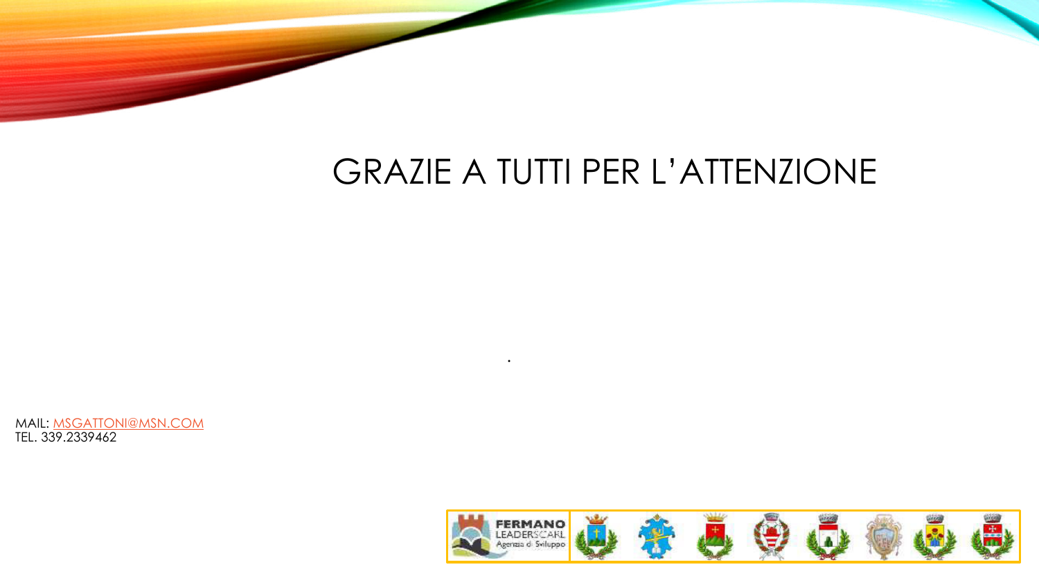# GRAZIE A TUTTI PER L'ATTENZIONE

.

MAIL: MSGATTONI@MSN.COM
TEL. 339.2339462

FERMANO LEADERSCARL Agenzia di Sviluppo